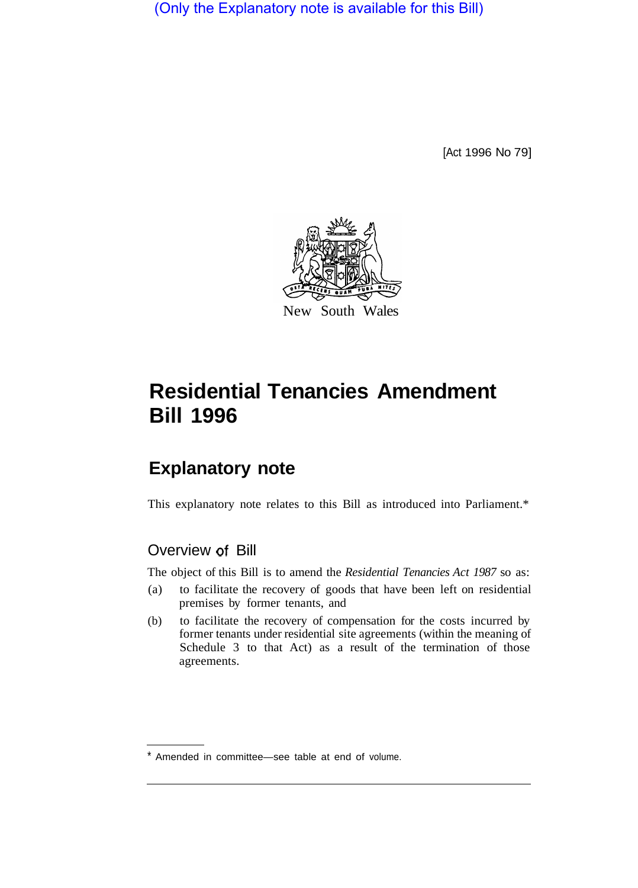(Only the Explanatory note is available for this Bill)

[Act 1996 No 79]

New South Wales

# Residential Tenancies Amendment Bill 1996

## Explanatory note

This explanatory note relates to this Bill as introduced into Parliament.*

### Overview of Bill

The object of this Bill is to amend the *Residential Tenancies Act 1987* so as:

(a) to facilitate the recovery of goods that have been left on residential premises by former tenants, and

(b) to facilitate the recovery of compensation for the costs incurred by former tenants under residential site agreements (within the meaning of Schedule 3 to that Act) as a result of the termination of those agreements.

\* Amended in committee—see table at end of volume.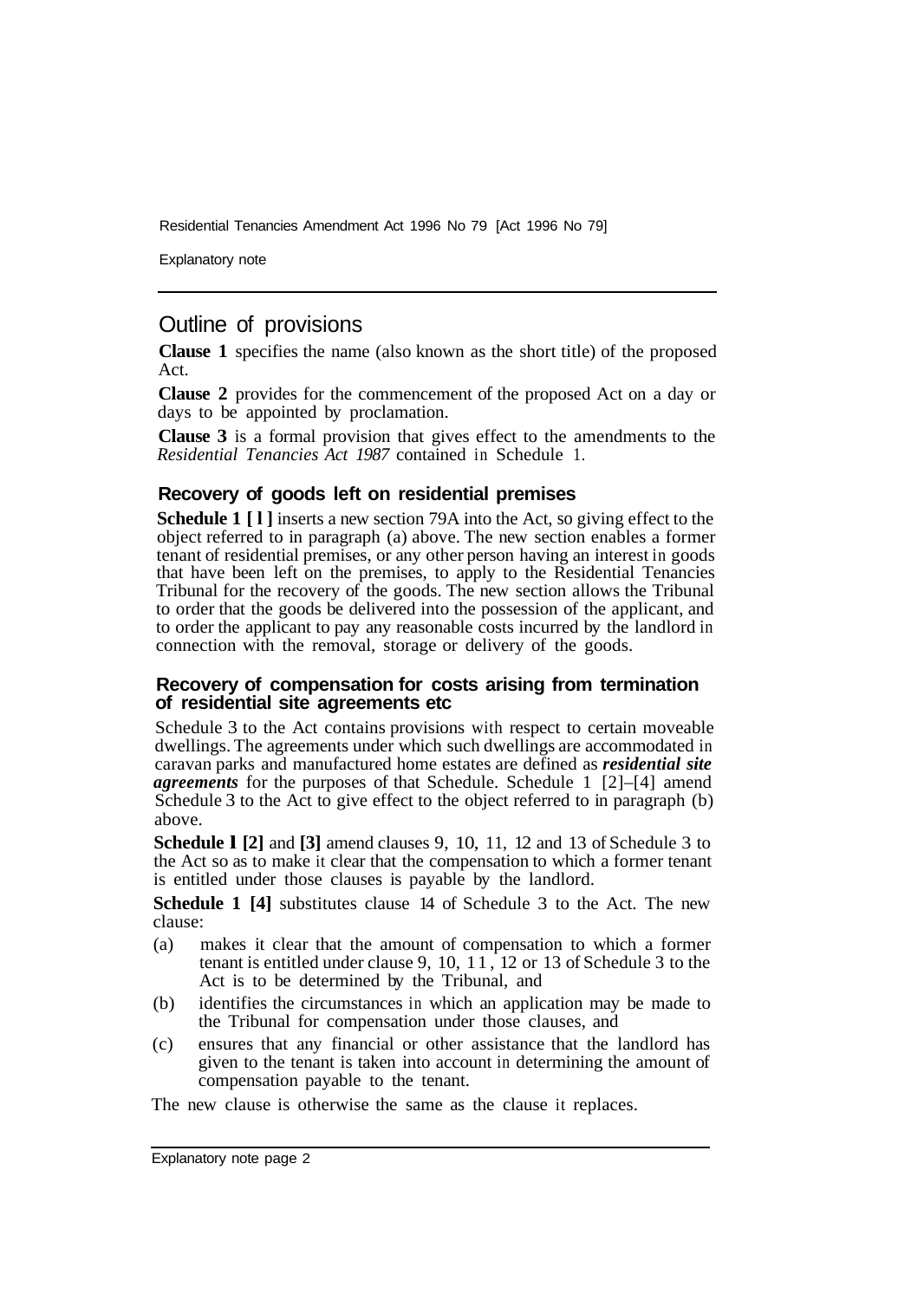## Outline of provisions

**Clause 1** specifies the name (also known as the short title) of the proposed Act.

**Clause 2** provides for the commencement of the proposed Act on a day or days to be appointed by proclamation.

**Clause 3** is a formal provision that gives effect to the amendments to the *Residential Tenancies Act 1987* contained in Schedule 1.

### Recovery of goods left on residential premises

**Schedule 1 [1]** inserts a new section 79A into the Act, so giving effect to the object referred to in paragraph (a) above. The new section enables a former tenant of residential premises, or any other person having an interest in goods that have been left on the premises, to apply to the Residential Tenancies Tribunal for the recovery of the goods. The new section allows the Tribunal to order that the goods be delivered into the possession of the applicant, and to order the applicant to pay any reasonable costs incurred by the landlord in connection with the removal, storage or delivery of the goods.

### Recovery of compensation for costs arising from termination of residential site agreements etc

Schedule 3 to the Act contains provisions with respect to certain moveable dwellings. The agreements under which such dwellings are accommodated in caravan parks and manufactured home estates are defined as ***residential site agreements*** for the purposes of that Schedule. Schedule 1 [2]–[4] amend Schedule 3 to the Act to give effect to the object referred to in paragraph (b) above.

**Schedule 1 [2]** and **[3]** amend clauses 9, 10, 11, 12 and 13 of Schedule 3 to the Act so as to make it clear that the compensation to which a former tenant is entitled under those clauses is payable by the landlord.

**Schedule 1 [4]** substitutes clause 14 of Schedule 3 to the Act. The new clause:

(a) makes it clear that the amount of compensation to which a former tenant is entitled under clause 9, 10, 11, 12 or 13 of Schedule 3 to the Act is to be determined by the Tribunal, and

(b) identifies the circumstances in which an application may be made to the Tribunal for compensation under those clauses, and

(c) ensures that any financial or other assistance that the landlord has given to the tenant is taken into account in determining the amount of compensation payable to the tenant.

The new clause is otherwise the same as the clause it replaces.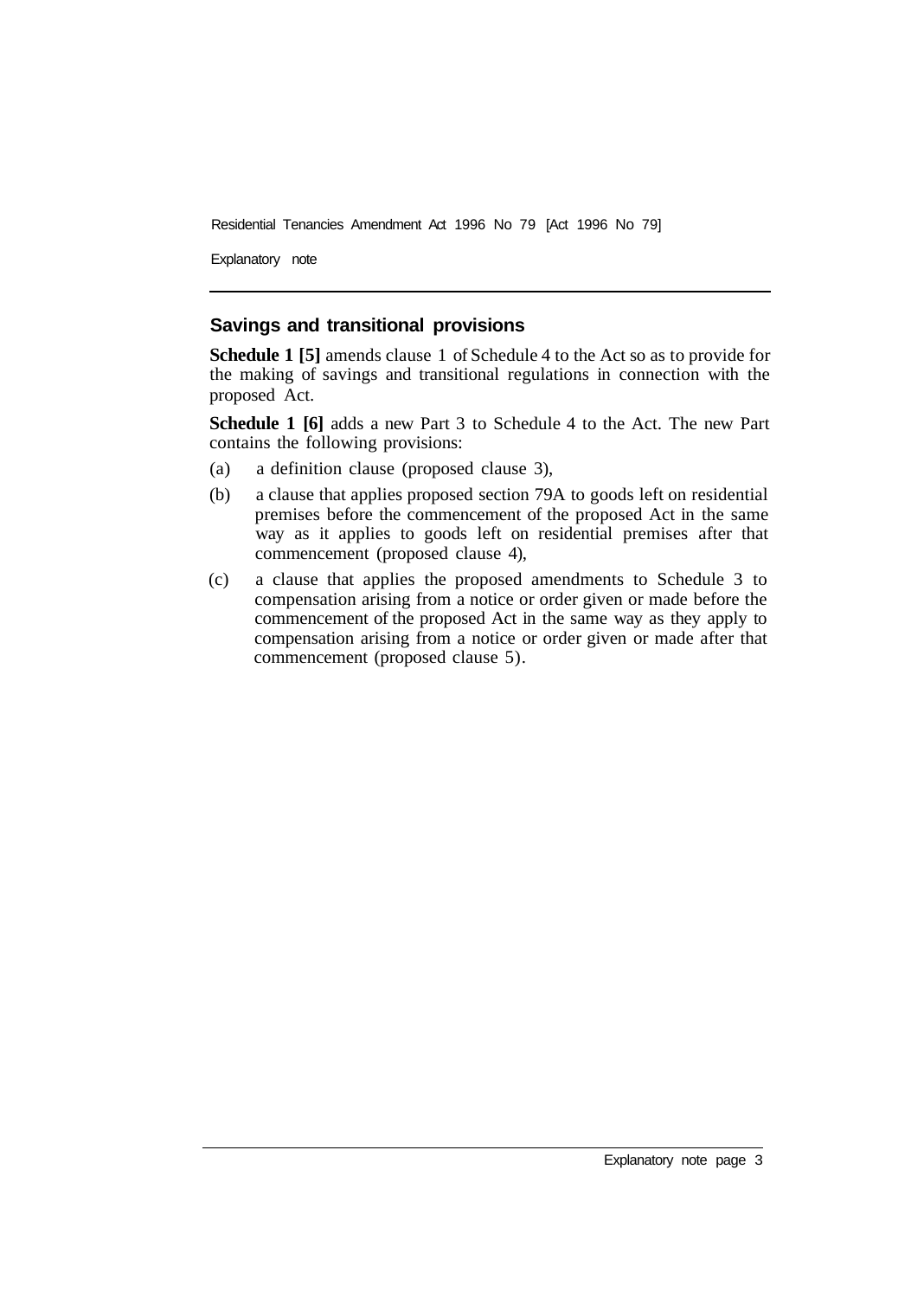## Savings and transitional provisions

**Schedule 1 [5]** amends clause 1 of Schedule 4 to the Act so as to provide for the making of savings and transitional regulations in connection with the proposed Act.

**Schedule 1 [6]** adds a new Part 3 to Schedule 4 to the Act. The new Part contains the following provisions:

(a) a definition clause (proposed clause 3),

(b) a clause that applies proposed section 79A to goods left on residential premises before the commencement of the proposed Act in the same way as it applies to goods left on residential premises after that commencement (proposed clause 4),

(c) a clause that applies the proposed amendments to Schedule 3 to compensation arising from a notice or order given or made before the commencement of the proposed Act in the same way as they apply to compensation arising from a notice or order given or made after that commencement (proposed clause 5).